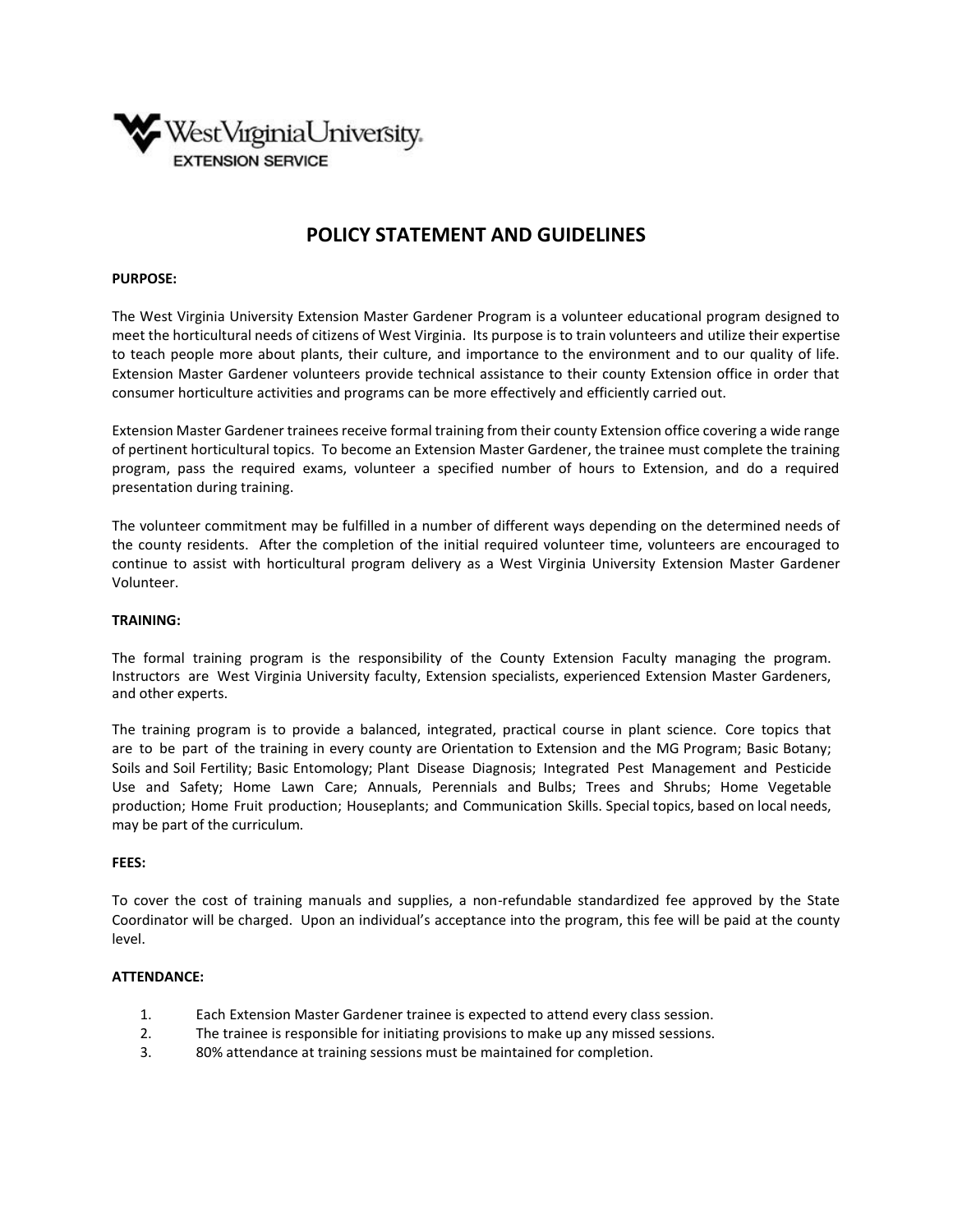West Virginia University
EXTENSION SERVICE

# POLICY STATEMENT AND GUIDELINES

**PURPOSE:**

The West Virginia University Extension Master Gardener Program is a volunteer educational program designed to meet the horticultural needs of citizens of West Virginia. Its purpose is to train volunteers and utilize their expertise to teach people more about plants, their culture, and importance to the environment and to our quality of life. Extension Master Gardener volunteers provide technical assistance to their county Extension office in order that consumer horticulture activities and programs can be more effectively and efficiently carried out.

Extension Master Gardener trainees receive formal training from their county Extension office covering a wide range of pertinent horticultural topics. To become an Extension Master Gardener, the trainee must complete the training program, pass the required exams, volunteer a specified number of hours to Extension, and do a required presentation during training.

The volunteer commitment may be fulfilled in a number of different ways depending on the determined needs of the county residents. After the completion of the initial required volunteer time, volunteers are encouraged to continue to assist with horticultural program delivery as a West Virginia University Extension Master Gardener Volunteer.

**TRAINING:**

The formal training program is the responsibility of the County Extension Faculty managing the program. Instructors are West Virginia University faculty, Extension specialists, experienced Extension Master Gardeners, and other experts.

The training program is to provide a balanced, integrated, practical course in plant science. Core topics that are to be part of the training in every county are Orientation to Extension and the MG Program; Basic Botany; Soils and Soil Fertility; Basic Entomology; Plant Disease Diagnosis; Integrated Pest Management and Pesticide Use and Safety; Home Lawn Care; Annuals, Perennials and Bulbs; Trees and Shrubs; Home Vegetable production; Home Fruit production; Houseplants; and Communication Skills. Special topics, based on local needs, may be part of the curriculum.

**FEES:**

To cover the cost of training manuals and supplies, a non-refundable standardized fee approved by the State Coordinator will be charged. Upon an individual's acceptance into the program, this fee will be paid at the county level.

**ATTENDANCE:**

1. Each Extension Master Gardener trainee is expected to attend every class session.
2. The trainee is responsible for initiating provisions to make up any missed sessions.
3. 80% attendance at training sessions must be maintained for completion.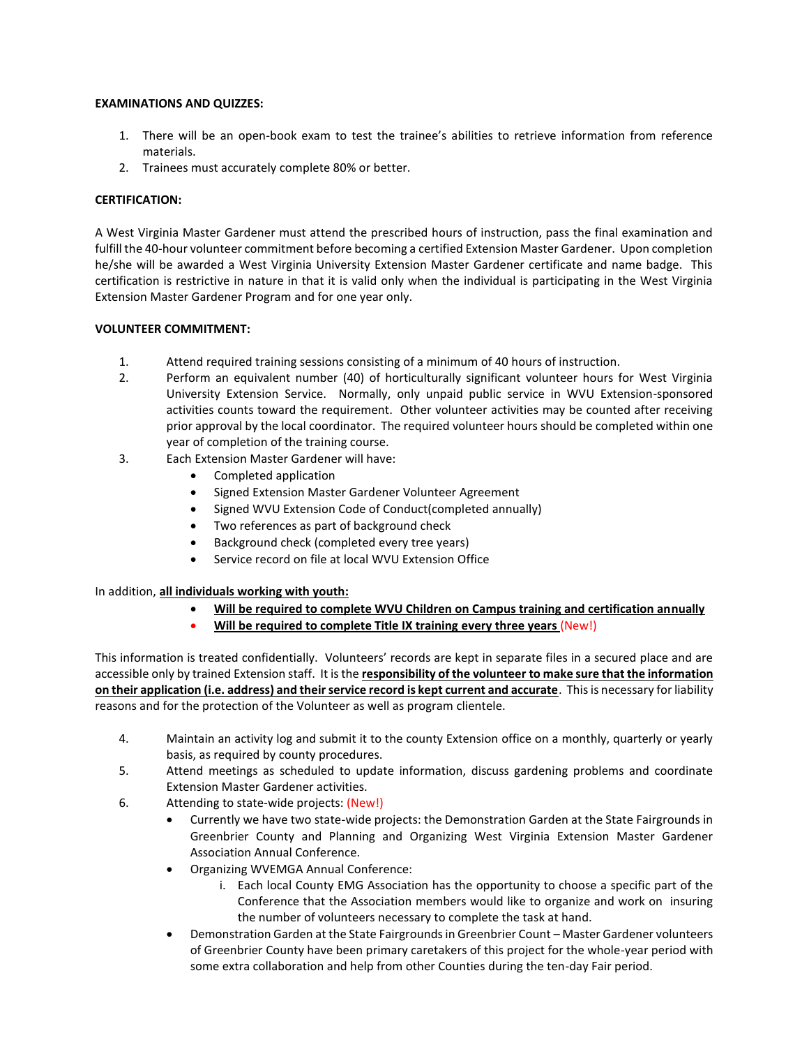**EXAMINATIONS AND QUIZZES:**

1. There will be an open-book exam to test the trainee's abilities to retrieve information from reference materials.
2. Trainees must accurately complete 80% or better.

**CERTIFICATION:**

A West Virginia Master Gardener must attend the prescribed hours of instruction, pass the final examination and fulfill the 40-hour volunteer commitment before becoming a certified Extension Master Gardener. Upon completion he/she will be awarded a West Virginia University Extension Master Gardener certificate and name badge. This certification is restrictive in nature in that it is valid only when the individual is participating in the West Virginia Extension Master Gardener Program and for one year only.

**VOLUNTEER COMMITMENT:**

1. Attend required training sessions consisting of a minimum of 40 hours of instruction.
2. Perform an equivalent number (40) of horticulturally significant volunteer hours for West Virginia University Extension Service. Normally, only unpaid public service in WVU Extension-sponsored activities counts toward the requirement. Other volunteer activities may be counted after receiving prior approval by the local coordinator. The required volunteer hours should be completed within one year of completion of the training course.
3. Each Extension Master Gardener will have:
   - Completed application
   - Signed Extension Master Gardener Volunteer Agreement
   - Signed WVU Extension Code of Conduct(completed annually)
   - Two references as part of background check
   - Background check (completed every tree years)
   - Service record on file at local WVU Extension Office

In addition, **all individuals working with youth:**

- **Will be required to complete WVU Children on Campus training and certification annually**
- **Will be required to complete Title IX training every three years** (New!)

This information is treated confidentially. Volunteers' records are kept in separate files in a secured place and are accessible only by trained Extension staff. It is the **responsibility of the volunteer to make sure that the information on their application (i.e. address) and their service record is kept current and accurate**. This is necessary for liability reasons and for the protection of the Volunteer as well as program clientele.

4. Maintain an activity log and submit it to the county Extension office on a monthly, quarterly or yearly basis, as required by county procedures.
5. Attend meetings as scheduled to update information, discuss gardening problems and coordinate Extension Master Gardener activities.
6. Attending to state-wide projects: (New!)
   - Currently we have two state-wide projects: the Demonstration Garden at the State Fairgrounds in Greenbrier County and Planning and Organizing West Virginia Extension Master Gardener Association Annual Conference.
   - Organizing WVEMGA Annual Conference:
     i. Each local County EMG Association has the opportunity to choose a specific part of the Conference that the Association members would like to organize and work on insuring the number of volunteers necessary to complete the task at hand.
   - Demonstration Garden at the State Fairgrounds in Greenbrier Count – Master Gardener volunteers of Greenbrier County have been primary caretakers of this project for the whole-year period with some extra collaboration and help from other Counties during the ten-day Fair period.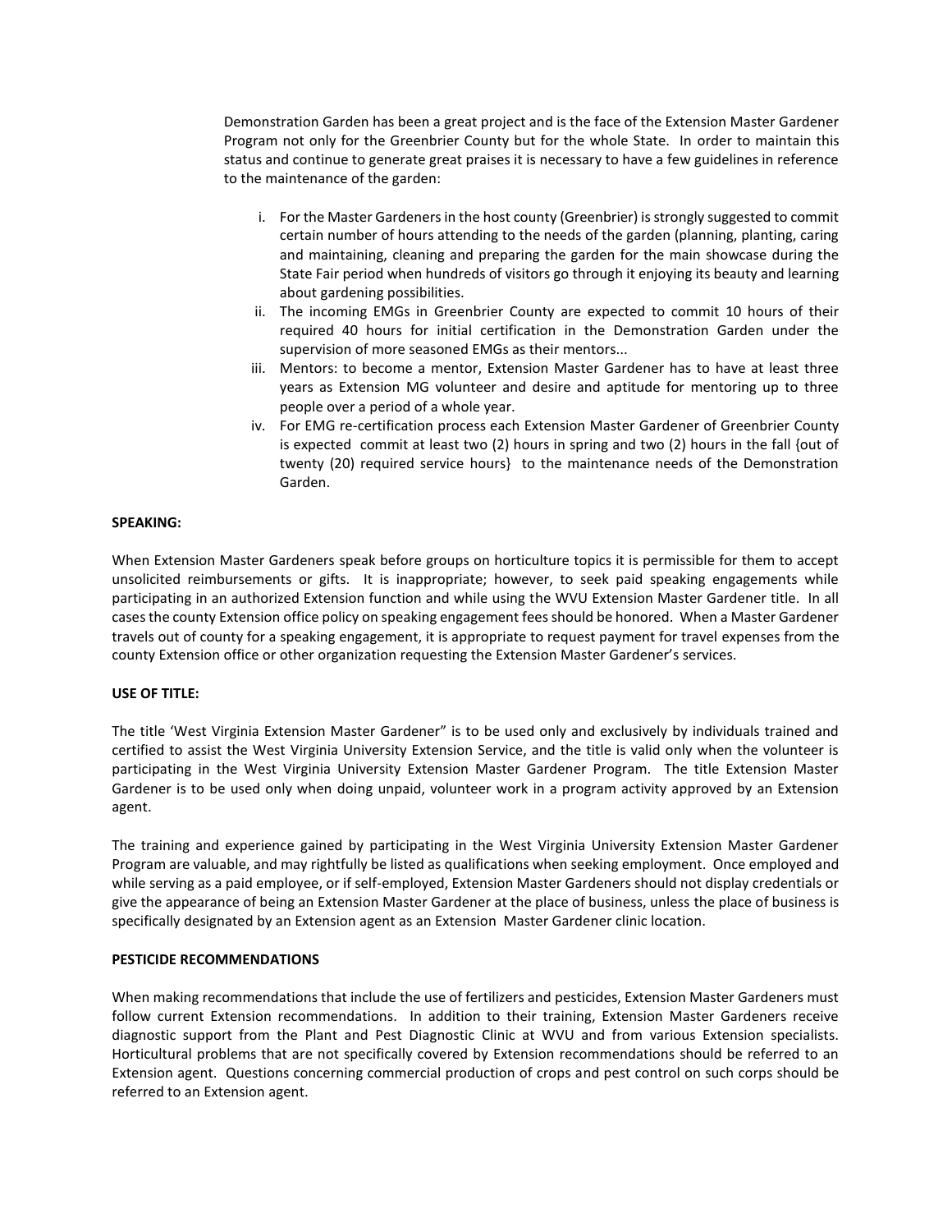Demonstration Garden has been a great project and is the face of the Extension Master Gardener Program not only for the Greenbrier County but for the whole State. In order to maintain this status and continue to generate great praises it is necessary to have a few guidelines in reference to the maintenance of the garden:

i. For the Master Gardeners in the host county (Greenbrier) is strongly suggested to commit certain number of hours attending to the needs of the garden (planning, planting, caring and maintaining, cleaning and preparing the garden for the main showcase during the State Fair period when hundreds of visitors go through it enjoying its beauty and learning about gardening possibilities.
ii. The incoming EMGs in Greenbrier County are expected to commit 10 hours of their required 40 hours for initial certification in the Demonstration Garden under the supervision of more seasoned EMGs as their mentors...
iii. Mentors: to become a mentor, Extension Master Gardener has to have at least three years as Extension MG volunteer and desire and aptitude for mentoring up to three people over a period of a whole year.
iv. For EMG re-certification process each Extension Master Gardener of Greenbrier County is expected commit at least two (2) hours in spring and two (2) hours in the fall {out of twenty (20) required service hours} to the maintenance needs of the Demonstration Garden.

**SPEAKING:**

When Extension Master Gardeners speak before groups on horticulture topics it is permissible for them to accept unsolicited reimbursements or gifts. It is inappropriate; however, to seek paid speaking engagements while participating in an authorized Extension function and while using the WVU Extension Master Gardener title. In all cases the county Extension office policy on speaking engagement fees should be honored. When a Master Gardener travels out of county for a speaking engagement, it is appropriate to request payment for travel expenses from the county Extension office or other organization requesting the Extension Master Gardener's services.

**USE OF TITLE:**

The title 'West Virginia Extension Master Gardener" is to be used only and exclusively by individuals trained and certified to assist the West Virginia University Extension Service, and the title is valid only when the volunteer is participating in the West Virginia University Extension Master Gardener Program. The title Extension Master Gardener is to be used only when doing unpaid, volunteer work in a program activity approved by an Extension agent.

The training and experience gained by participating in the West Virginia University Extension Master Gardener Program are valuable, and may rightfully be listed as qualifications when seeking employment. Once employed and while serving as a paid employee, or if self-employed, Extension Master Gardeners should not display credentials or give the appearance of being an Extension Master Gardener at the place of business, unless the place of business is specifically designated by an Extension agent as an Extension Master Gardener clinic location.

**PESTICIDE RECOMMENDATIONS**

When making recommendations that include the use of fertilizers and pesticides, Extension Master Gardeners must follow current Extension recommendations. In addition to their training, Extension Master Gardeners receive diagnostic support from the Plant and Pest Diagnostic Clinic at WVU and from various Extension specialists. Horticultural problems that are not specifically covered by Extension recommendations should be referred to an Extension agent. Questions concerning commercial production of crops and pest control on such corps should be referred to an Extension agent.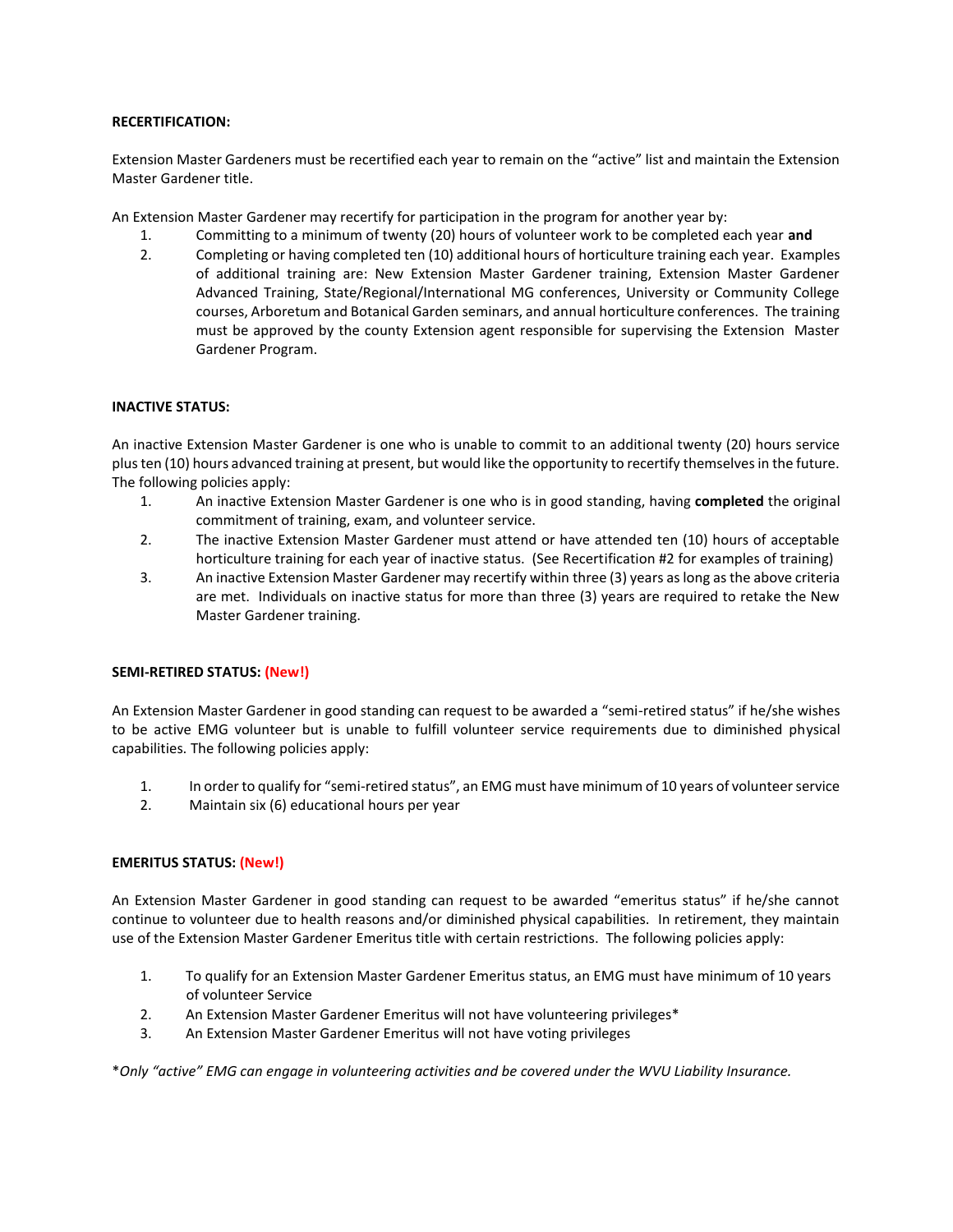**RECERTIFICATION:**

Extension Master Gardeners must be recertified each year to remain on the "active" list and maintain the Extension Master Gardener title.

An Extension Master Gardener may recertify for participation in the program for another year by:

1. Committing to a minimum of twenty (20) hours of volunteer work to be completed each year **and**
2. Completing or having completed ten (10) additional hours of horticulture training each year. Examples of additional training are: New Extension Master Gardener training, Extension Master Gardener Advanced Training, State/Regional/International MG conferences, University or Community College courses, Arboretum and Botanical Garden seminars, and annual horticulture conferences. The training must be approved by the county Extension agent responsible for supervising the Extension Master Gardener Program.

**INACTIVE STATUS:**

An inactive Extension Master Gardener is one who is unable to commit to an additional twenty (20) hours service plus ten (10) hours advanced training at present, but would like the opportunity to recertify themselves in the future. The following policies apply:

1. An inactive Extension Master Gardener is one who is in good standing, having **completed** the original commitment of training, exam, and volunteer service.
2. The inactive Extension Master Gardener must attend or have attended ten (10) hours of acceptable horticulture training for each year of inactive status. (See Recertification #2 for examples of training)
3. An inactive Extension Master Gardener may recertify within three (3) years as long as the above criteria are met. Individuals on inactive status for more than three (3) years are required to retake the New Master Gardener training.

**SEMI-RETIRED STATUS: (New!)**

An Extension Master Gardener in good standing can request to be awarded a "semi-retired status" if he/she wishes to be active EMG volunteer but is unable to fulfill volunteer service requirements due to diminished physical capabilities. The following policies apply:

1. In order to qualify for "semi-retired status", an EMG must have minimum of 10 years of volunteer service
2. Maintain six (6) educational hours per year

**EMERITUS STATUS: (New!)**

An Extension Master Gardener in good standing can request to be awarded "emeritus status" if he/she cannot continue to volunteer due to health reasons and/or diminished physical capabilities. In retirement, they maintain use of the Extension Master Gardener Emeritus title with certain restrictions. The following policies apply:

1. To qualify for an Extension Master Gardener Emeritus status, an EMG must have minimum of 10 years of volunteer Service
2. An Extension Master Gardener Emeritus will not have volunteering privileges*
3. An Extension Master Gardener Emeritus will not have voting privileges

*\*Only "active" EMG can engage in volunteering activities and be covered under the WVU Liability Insurance.*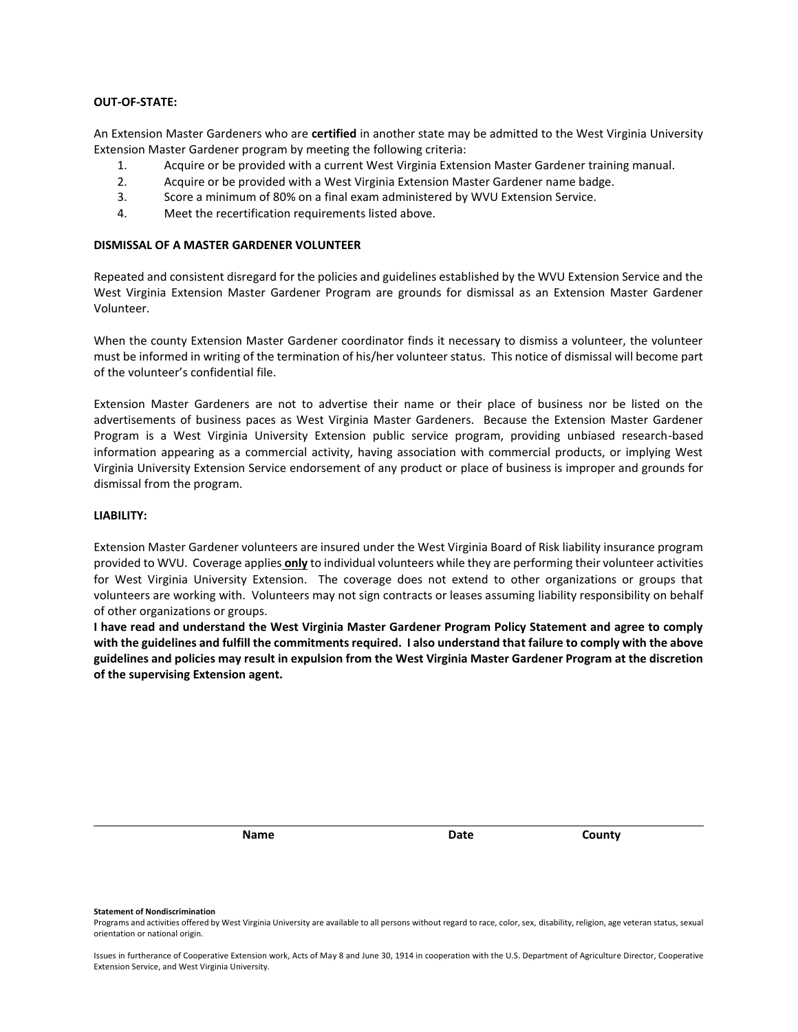**OUT-OF-STATE:**

An Extension Master Gardeners who are **certified** in another state may be admitted to the West Virginia University Extension Master Gardener program by meeting the following criteria:

1. Acquire or be provided with a current West Virginia Extension Master Gardener training manual.
2. Acquire or be provided with a West Virginia Extension Master Gardener name badge.
3. Score a minimum of 80% on a final exam administered by WVU Extension Service.
4. Meet the recertification requirements listed above.

**DISMISSAL OF A MASTER GARDENER VOLUNTEER**

Repeated and consistent disregard for the policies and guidelines established by the WVU Extension Service and the West Virginia Extension Master Gardener Program are grounds for dismissal as an Extension Master Gardener Volunteer.

When the county Extension Master Gardener coordinator finds it necessary to dismiss a volunteer, the volunteer must be informed in writing of the termination of his/her volunteer status. This notice of dismissal will become part of the volunteer's confidential file.

Extension Master Gardeners are not to advertise their name or their place of business nor be listed on the advertisements of business paces as West Virginia Master Gardeners. Because the Extension Master Gardener Program is a West Virginia University Extension public service program, providing unbiased research-based information appearing as a commercial activity, having association with commercial products, or implying West Virginia University Extension Service endorsement of any product or place of business is improper and grounds for dismissal from the program.

**LIABILITY:**

Extension Master Gardener volunteers are insured under the West Virginia Board of Risk liability insurance program provided to WVU. Coverage applies **only** to individual volunteers while they are performing their volunteer activities for West Virginia University Extension. The coverage does not extend to other organizations or groups that volunteers are working with. Volunteers may not sign contracts or leases assuming liability responsibility on behalf of other organizations or groups.

**I have read and understand the West Virginia Master Gardener Program Policy Statement and agree to comply with the guidelines and fulfill the commitments required. I also understand that failure to comply with the above guidelines and policies may result in expulsion from the West Virginia Master Gardener Program at the discretion of the supervising Extension agent.**

**Name** **Date** **County**

**Statement of Nondiscrimination**

Programs and activities offered by West Virginia University are available to all persons without regard to race, color, sex, disability, religion, age veteran status, sexual orientation or national origin.

Issues in furtherance of Cooperative Extension work, Acts of May 8 and June 30, 1914 in cooperation with the U.S. Department of Agriculture Director, Cooperative Extension Service, and West Virginia University.